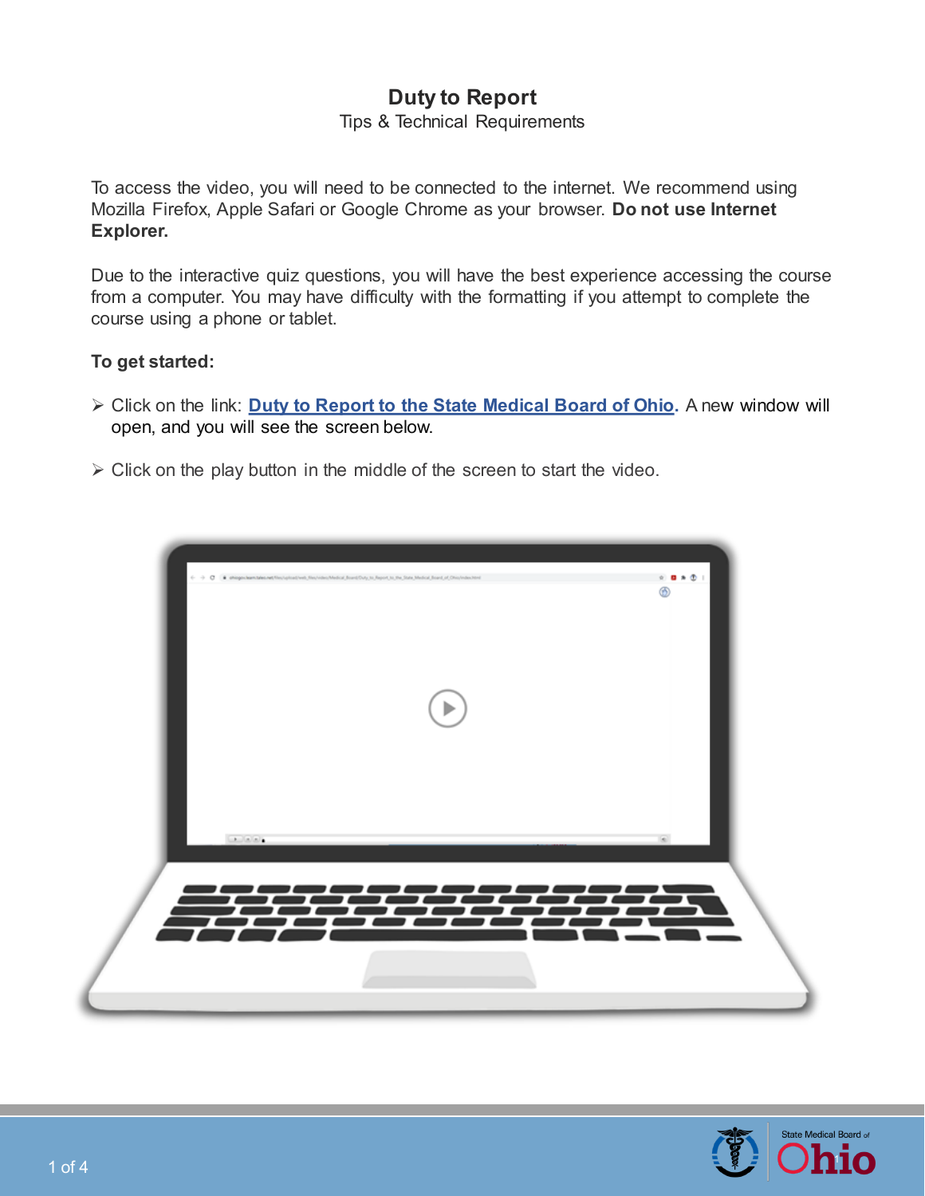# Duty to Report

Tips & Technical Requirements

To access the video, you will need to be connected to the internet. We recommend using Mozilla Firefox, Apple Safari or Google Chrome as your browser. **Do not use Internet Explorer.**

Due to the interactive quiz questions, you will have the best experience accessing the course from a computer. You may have difficulty with the formatting if you attempt to complete the course using a phone or tablet.

**To get started:**

- Click on the link: **Duty to Report to the State Medical Board of Ohio**. A new window will open, and you will see the screen below.
- Click on the play button in the middle of the screen to start the video.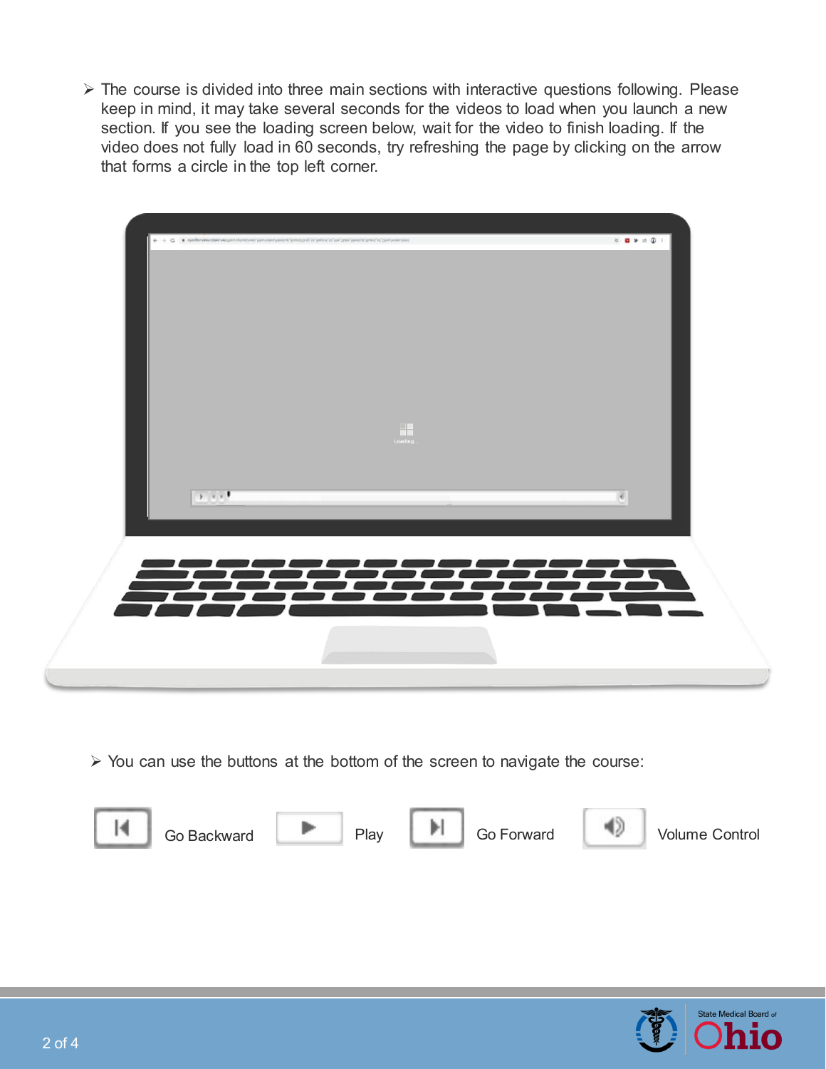- The course is divided into three main sections with interactive questions following. Please keep in mind, it may take several seconds for the videos to load when you launch a new section. If you see the loading screen below, wait for the video to finish loading. If the video does not fully load in 60 seconds, try refreshing the page by clicking on the arrow that forms a circle in the top left corner.

- You can use the buttons at the bottom of the screen to navigate the course:

Go Backward  Play  Go Forward  Volume Control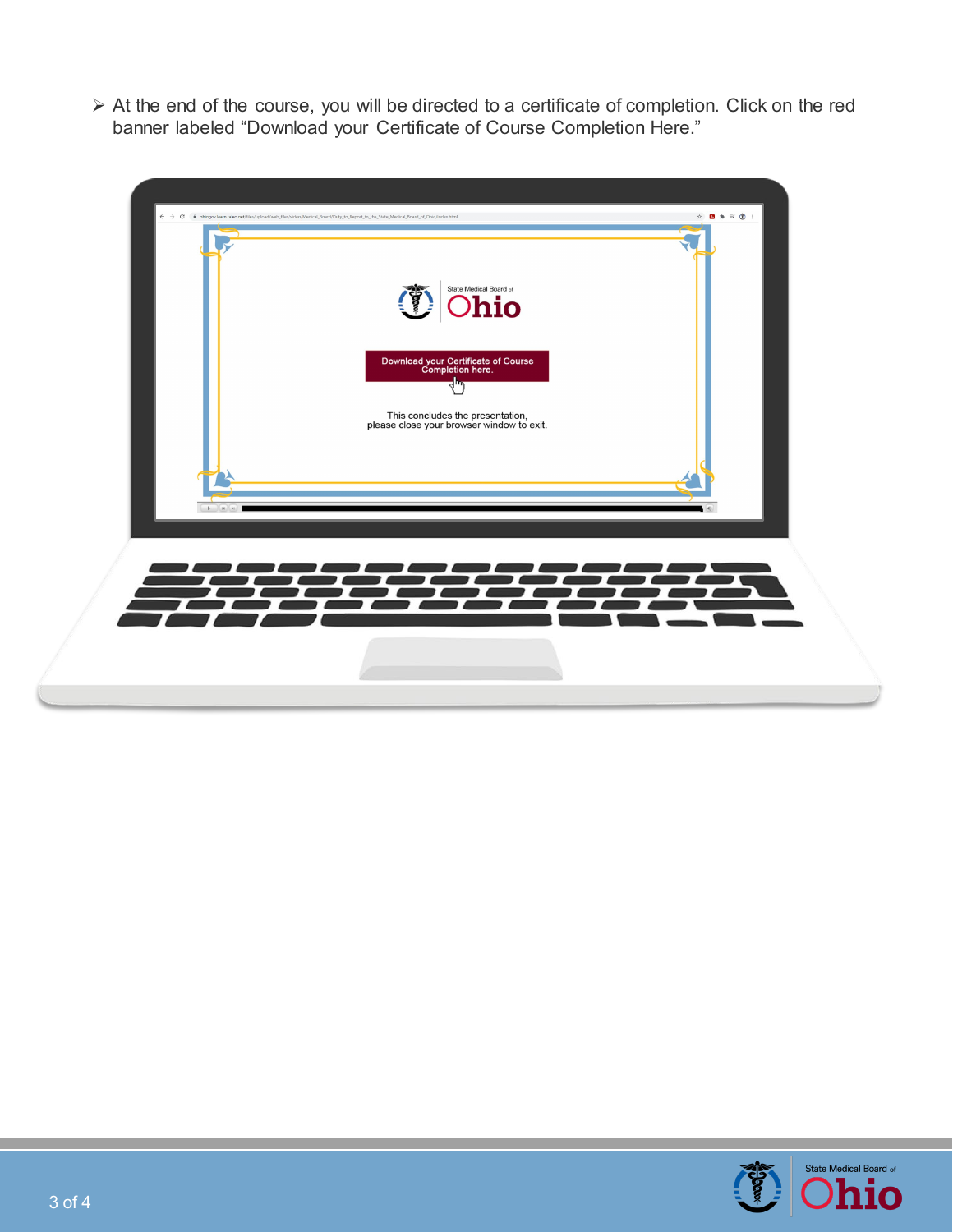- At the end of the course, you will be directed to a certificate of completion. Click on the red banner labeled “Download your Certificate of Course Completion Here.”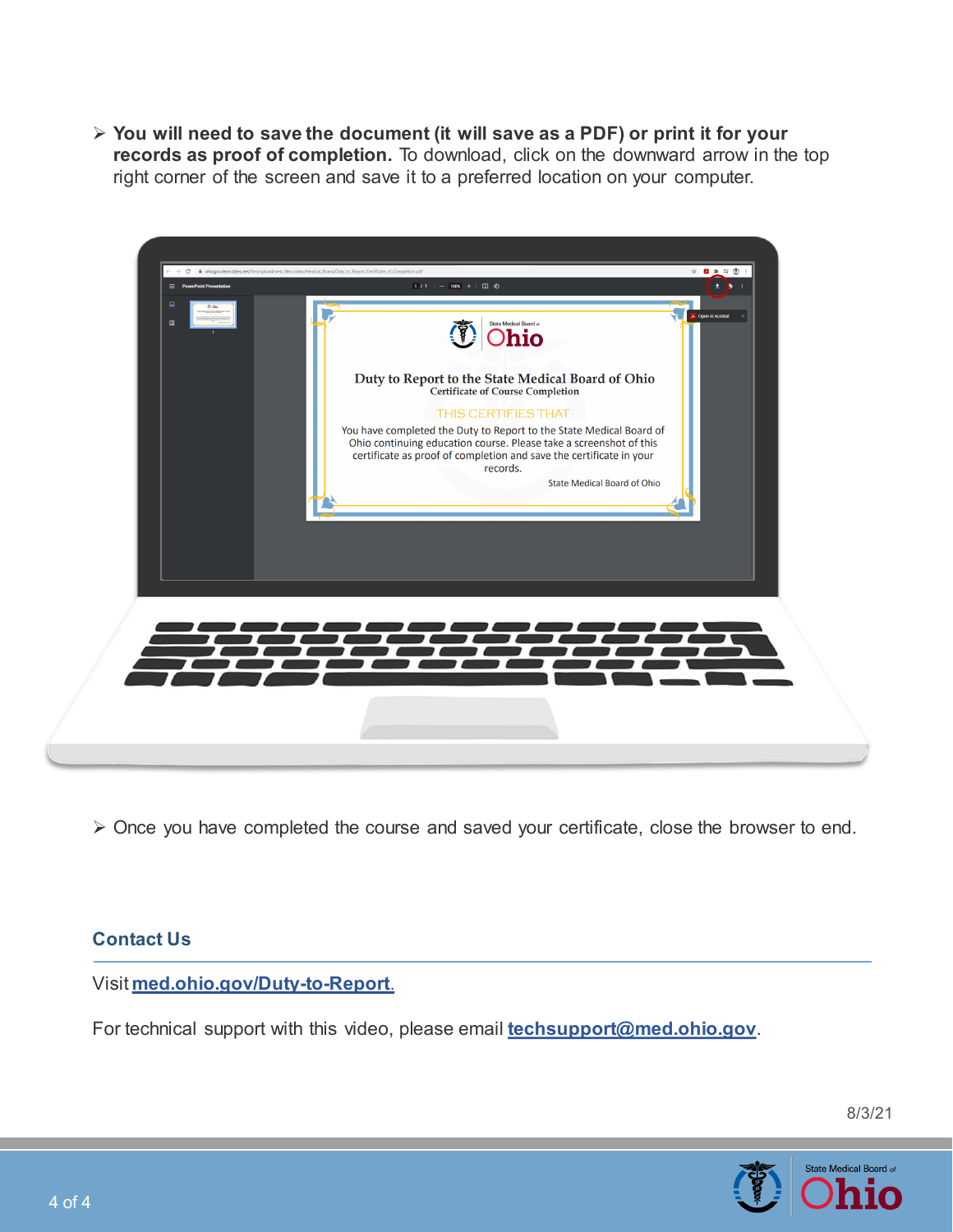- **You will need to save the document (it will save as a PDF) or print it for your records as proof of completion.** To download, click on the downward arrow in the top right corner of the screen and save it to a preferred location on your computer.

- Once you have completed the course and saved your certificate, close the browser to end.

## Contact Us

Visit [med.ohio.gov/Duty-to-Report](med.ohio.gov/Duty-to-Report).

For technical support with this video, please email [techsupport@med.ohio.gov](mailto:techsupport@med.ohio.gov).

8/3/21